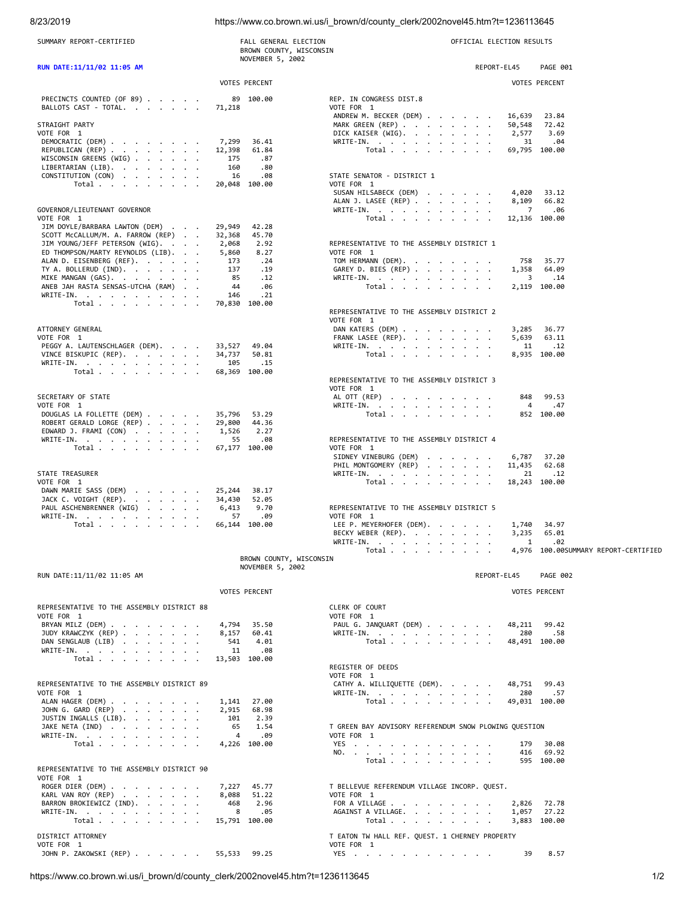SUMMARY REPORT-CERTIFIED

FALL GENERAL ELECTION
BROWN COUNTY, WISCONSIN
NOVEMBER 5, 2002

OFFICIAL ELECTION RESULTS

RUN DATE:11/11/02 11:05 AM

REPORT-EL45 PAGE 001

| | VOTES | PERCENT |
|---|---|---|
| PRECINCTS COUNTED (OF 89) | 89 | 100.00 |
| BALLOTS CAST - TOTAL. | 71,218 | |

**STRAIGHT PARTY**
VOTE FOR 1

| | VOTES | PERCENT |
|---|---|---|
| DEMOCRATIC (DEM) | 7,299 | 36.41 |
| REPUBLICAN (REP) | 12,398 | 61.84 |
| WISCONSIN GREENS (WIG) | 175 | .87 |
| LIBERTARIAN (LIB). | 160 | .80 |
| CONSTITUTION (CON) | 16 | .08 |
| Total | 20,048 | 100.00 |

**GOVERNOR/LIEUTENANT GOVERNOR**
VOTE FOR 1

| | VOTES | PERCENT |
|---|---|---|
| JIM DOYLE/BARBARA LAWTON (DEM) | 29,949 | 42.28 |
| SCOTT McCALLUM/M. A. FARROW (REP) | 32,368 | 45.70 |
| JIM YOUNG/JEFF PETERSON (WIG). | 2,068 | 2.92 |
| ED THOMPSON/MARTY REYNOLDS (LIB). | 5,860 | 8.27 |
| ALAN D. EISENBERG (REF). | 173 | .24 |
| TY A. BOLLERUD (IND). | 137 | .19 |
| MIKE MANGAN (GAS). | 85 | .12 |
| ANEB JAH RASTA SENSAS-UTCHA (RAM) | 44 | .06 |
| WRITE-IN. | 146 | .21 |
| Total | 70,830 | 100.00 |

**ATTORNEY GENERAL**
VOTE FOR 1

| | VOTES | PERCENT |
|---|---|---|
| PEGGY A. LAUTENSCHLAGER (DEM). | 33,527 | 49.04 |
| VINCE BISKUPIC (REP). | 34,737 | 50.81 |
| WRITE-IN. | 105 | .15 |
| Total | 68,369 | 100.00 |

**SECRETARY OF STATE**
VOTE FOR 1

| | VOTES | PERCENT |
|---|---|---|
| DOUGLAS LA FOLLETTE (DEM) | 35,796 | 53.29 |
| ROBERT GERALD LORGE (REP) | 29,800 | 44.36 |
| EDWARD J. FRAMI (CON) | 1,526 | 2.27 |
| WRITE-IN. | 55 | .08 |
| Total | 67,177 | 100.00 |

**STATE TREASURER**
VOTE FOR 1

| | VOTES | PERCENT |
|---|---|---|
| DAWN MARIE SASS (DEM) | 25,244 | 38.17 |
| JACK C. VOIGHT (REP). | 34,430 | 52.05 |
| PAUL ASCHENBRENNER (WIG) | 6,413 | 9.70 |
| WRITE-IN. | 57 | .09 |
| Total | 66,144 | 100.00 |

**REP. IN CONGRESS DIST.8**
VOTE FOR 1

| | VOTES | PERCENT |
|---|---|---|
| ANDREW M. BECKER (DEM) | 16,639 | 23.84 |
| MARK GREEN (REP) | 50,548 | 72.42 |
| DICK KAISER (WIG). | 2,577 | 3.69 |
| WRITE-IN. | 31 | .04 |
| Total | 69,795 | 100.00 |

**STATE SENATOR - DISTRICT 1**
VOTE FOR 1

| | VOTES | PERCENT |
|---|---|---|
| SUSAN HILSABECK (DEM) | 4,020 | 33.12 |
| ALAN J. LASEE (REP) | 8,109 | 66.82 |
| WRITE-IN. | 7 | .06 |
| Total | 12,136 | 100.00 |

**REPRESENTATIVE TO THE ASSEMBLY DISTRICT 1**
VOTE FOR 1

| | VOTES | PERCENT |
|---|---|---|
| TOM HERMANN (DEM). | 758 | 35.77 |
| GAREY D. BIES (REP) | 1,358 | 64.09 |
| WRITE-IN. | 3 | .14 |
| Total | 2,119 | 100.00 |

**REPRESENTATIVE TO THE ASSEMBLY DISTRICT 2**
VOTE FOR 1

| | VOTES | PERCENT |
|---|---|---|
| DAN KATERS (DEM) | 3,285 | 36.77 |
| FRANK LASEE (REP). | 5,639 | 63.11 |
| WRITE-IN. | 11 | .12 |
| Total | 8,935 | 100.00 |

**REPRESENTATIVE TO THE ASSEMBLY DISTRICT 3**
VOTE FOR 1

| | VOTES | PERCENT |
|---|---|---|
| AL OTT (REP) | 848 | 99.53 |
| WRITE-IN. | 4 | .47 |
| Total | 852 | 100.00 |

**REPRESENTATIVE TO THE ASSEMBLY DISTRICT 4**
VOTE FOR 1

| | VOTES | PERCENT |
|---|---|---|
| SIDNEY VINEBURG (DEM) | 6,787 | 37.20 |
| PHIL MONTGOMERY (REP) | 11,435 | 62.68 |
| WRITE-IN. | 21 | .12 |
| Total | 18,243 | 100.00 |

**REPRESENTATIVE TO THE ASSEMBLY DISTRICT 5**
VOTE FOR 1

| | VOTES | PERCENT |
|---|---|---|
| LEE P. MEYERHOFER (DEM). | 1,740 | 34.97 |
| BECKY WEBER (REP). | 3,235 | 65.01 |
| WRITE-IN. | 1 | .02 |
| Total | 4,976 | 100.00 |

SUMMARY REPORT-CERTIFIED

BROWN COUNTY, WISCONSIN
NOVEMBER 5, 2002

RUN DATE:11/11/02 11:05 AM

REPORT-EL45 PAGE 002

**REPRESENTATIVE TO THE ASSEMBLY DISTRICT 88**
VOTE FOR 1

| | VOTES | PERCENT |
|---|---|---|
| BRYAN MILZ (DEM) | 4,794 | 35.50 |
| JUDY KRAWCZYK (REP) | 8,157 | 60.41 |
| DAN SENGLAUB (LIB) | 541 | 4.01 |
| WRITE-IN. | 11 | .08 |
| Total | 13,503 | 100.00 |

**REPRESENTATIVE TO THE ASSEMBLY DISTRICT 89**
VOTE FOR 1

| | VOTES | PERCENT |
|---|---|---|
| ALAN HAGER (DEM) | 1,141 | 27.00 |
| JOHN G. GARD (REP) | 2,915 | 68.98 |
| JUSTIN INGALLS (LIB). | 101 | 2.39 |
| JAKE NETA (IND) | 65 | 1.54 |
| WRITE-IN. | 4 | .09 |
| Total | 4,226 | 100.00 |

**REPRESENTATIVE TO THE ASSEMBLY DISTRICT 90**
VOTE FOR 1

| | VOTES | PERCENT |
|---|---|---|
| ROGER DIER (DEM) | 7,227 | 45.77 |
| KARL VAN ROY (REP) | 8,088 | 51.22 |
| BARRON BROKIEWICZ (IND). | 468 | 2.96 |
| WRITE-IN. | 8 | .05 |
| Total | 15,791 | 100.00 |

**DISTRICT ATTORNEY**
VOTE FOR 1

| | VOTES | PERCENT |
|---|---|---|
| JOHN P. ZAKOWSKI (REP) | 55,533 | 99.25 |

**CLERK OF COURT**
VOTE FOR 1

| | VOTES | PERCENT |
|---|---|---|
| PAUL G. JANQUART (DEM) | 48,211 | 99.42 |
| WRITE-IN. | 280 | .58 |
| Total | 48,491 | 100.00 |

**REGISTER OF DEEDS**
VOTE FOR 1

| | VOTES | PERCENT |
|---|---|---|
| CATHY A. WILLIQUETTE (DEM). | 48,751 | 99.43 |
| WRITE-IN. | 280 | .57 |
| Total | 49,031 | 100.00 |

**T GREEN BAY ADVISORY REFERENDUM SNOW PLOWING QUESTION**
VOTE FOR 1

| | VOTES | PERCENT |
|---|---|---|
| YES | 179 | 30.08 |
| NO. | 416 | 69.92 |
| Total | 595 | 100.00 |

**T BELLEVUE REFERENDUM VILLAGE INCORP. QUEST.**
VOTE FOR 1

| | VOTES | PERCENT |
|---|---|---|
| FOR A VILLAGE | 2,826 | 72.78 |
| AGAINST A VILLAGE. | 1,057 | 27.22 |
| Total | 3,883 | 100.00 |

**T EATON TW HALL REF. QUEST. 1 CHERNEY PROPERTY**
VOTE FOR 1

| | VOTES | PERCENT |
|---|---|---|
| YES | 39 | 8.57 |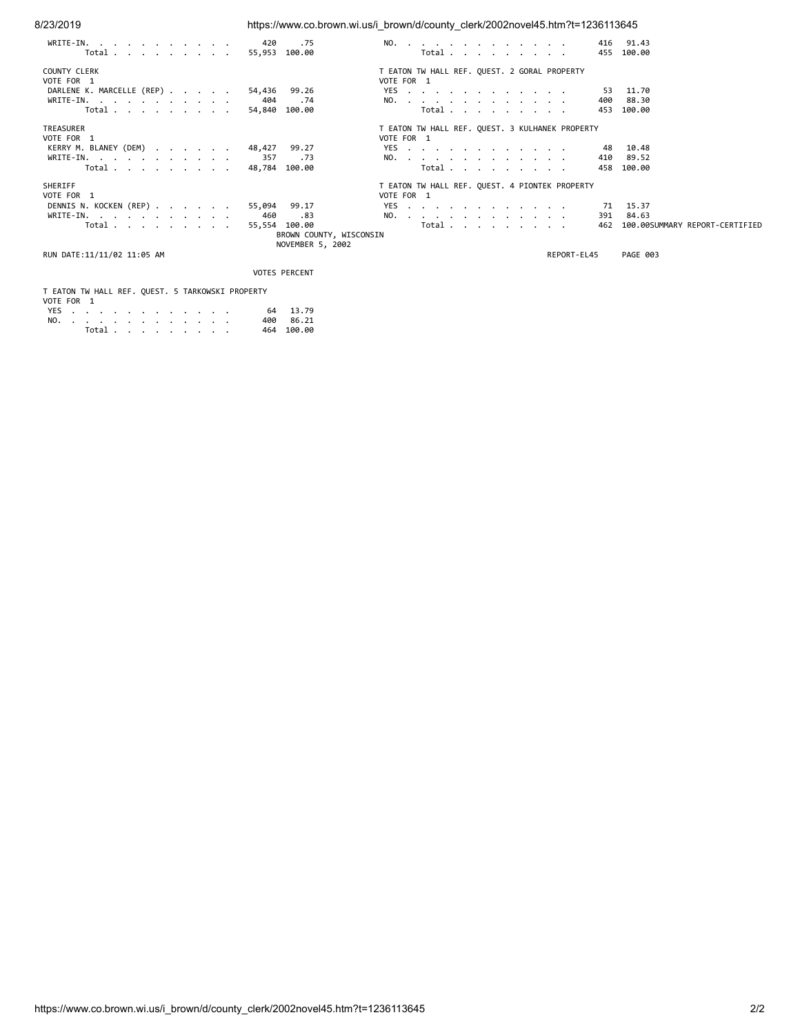| | | |
|---|---|---|
| WRITE-IN. | 420 | .75 |
| Total | 55,953 | 100.00 |

COUNTY CLERK
VOTE FOR 1

| | | |
|---|---|---|
| DARLENE K. MARCELLE (REP) | 54,436 | 99.26 |
| WRITE-IN. | 404 | .74 |
| Total | 54,840 | 100.00 |

TREASURER
VOTE FOR 1

| | | |
|---|---|---|
| KERRY M. BLANEY (DEM) | 48,427 | 99.27 |
| WRITE-IN. | 357 | .73 |
| Total | 48,784 | 100.00 |

SHERIFF
VOTE FOR 1

| | | |
|---|---|---|
| DENNIS N. KOCKEN (REP) | 55,094 | 99.17 |
| WRITE-IN. | 460 | .83 |
| Total | 55,554 | 100.00 |

| | | |
|---|---|---|
| NO. | 416 | 91.43 |
| Total | 455 | 100.00 |

T EATON TW HALL REF. QUEST. 2 GORAL PROPERTY
VOTE FOR 1

| | | |
|---|---|---|
| YES | 53 | 11.70 |
| NO. | 400 | 88.30 |
| Total | 453 | 100.00 |

T EATON TW HALL REF. QUEST. 3 KULHANEK PROPERTY
VOTE FOR 1

| | | |
|---|---|---|
| YES | 48 | 10.48 |
| NO. | 410 | 89.52 |
| Total | 458 | 100.00 |

T EATON TW HALL REF. QUEST. 4 PIONTEK PROPERTY
VOTE FOR 1

| | | |
|---|---|---|
| YES | 71 | 15.37 |
| NO. | 391 | 84.63 |
| Total | 462 | 100.00 |

SUMMARY REPORT-CERTIFIED

BROWN COUNTY, WISCONSIN
NOVEMBER 5, 2002

RUN DATE:11/11/02 11:05 AM REPORT-EL45 PAGE 003

T EATON TW HALL REF. QUEST. 5 TARKOWSKI PROPERTY
VOTE FOR 1

| | VOTES | PERCENT |
|---|---|---|
| YES | 64 | 13.79 |
| NO. | 400 | 86.21 |
| Total | 464 | 100.00 |